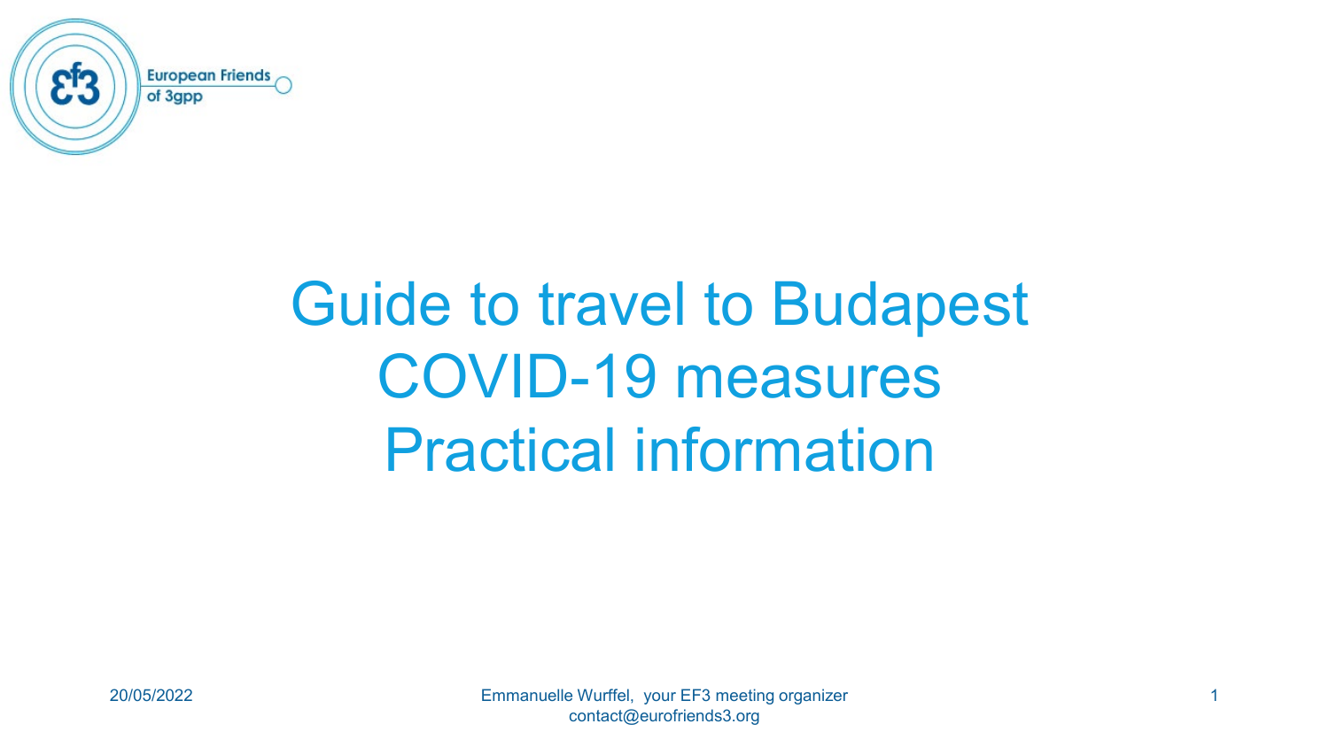European Friends of 3gpp

# Guide to travel to Budapest
# COVID-19 measures
# Practical information

20/05/2022

Emmanuelle Wurffel, your EF3 meeting organizer
contact@eurofriends3.org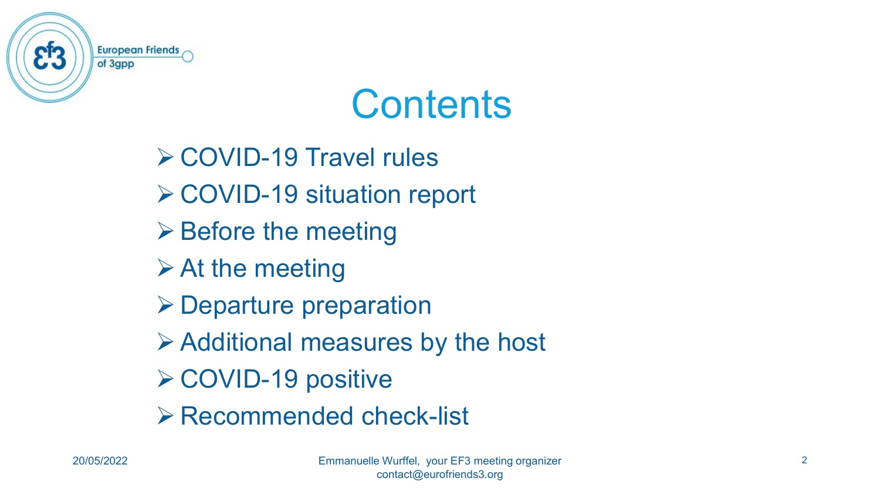# Contents

- COVID-19 Travel rules
- COVID-19 situation report
- Before the meeting
- At the meeting
- Departure preparation
- Additional measures by the host
- COVID-19 positive
- Recommended check-list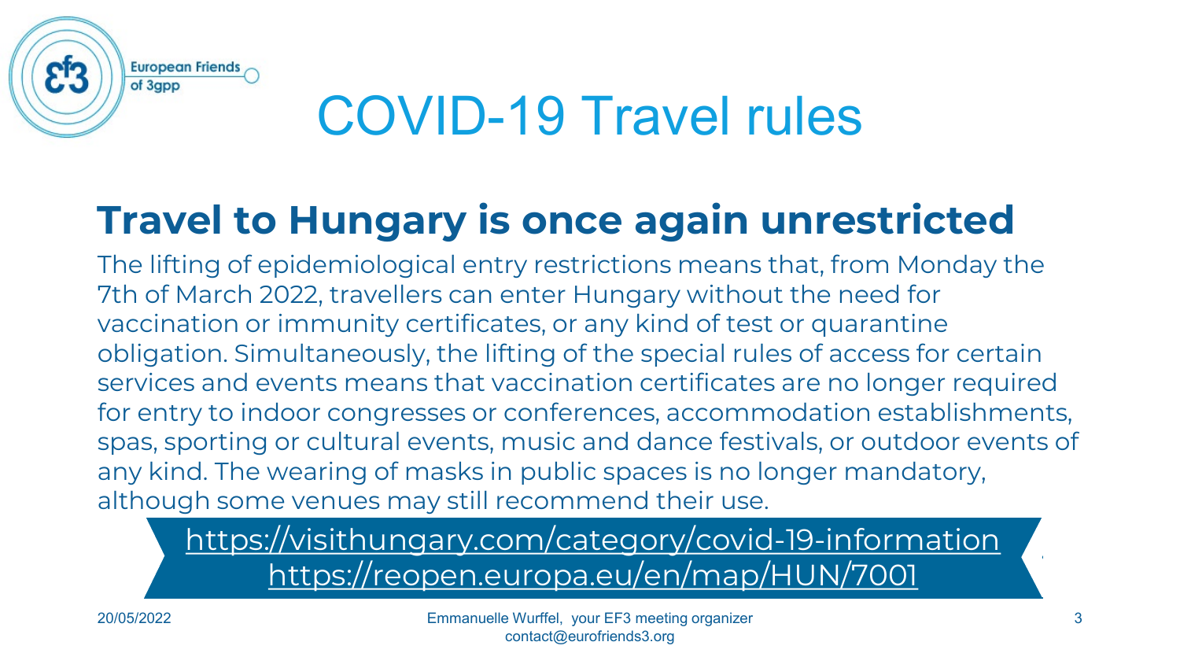# COVID-19 Travel rules

## Travel to Hungary is once again unrestricted

The lifting of epidemiological entry restrictions means that, from Monday the 7th of March 2022, travellers can enter Hungary without the need for vaccination or immunity certificates, or any kind of test or quarantine obligation. Simultaneously, the lifting of the special rules of access for certain services and events means that vaccination certificates are no longer required for entry to indoor congresses or conferences, accommodation establishments, spas, sporting or cultural events, music and dance festivals, or outdoor events of any kind. The wearing of masks in public spaces is no longer mandatory, although some venues may still recommend their use.

https://visithungary.com/category/covid-19-information
https://reopen.europa.eu/en/map/HUN/7001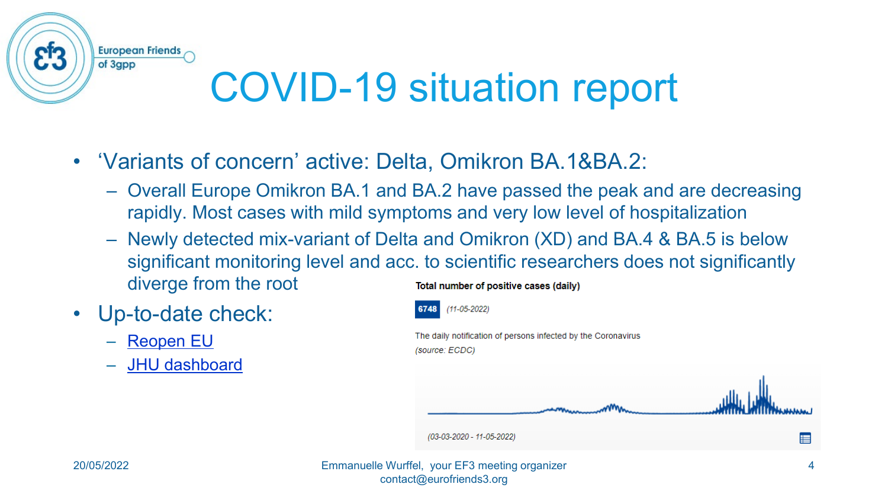# COVID-19 situation report

- 'Variants of concern' active: Delta, Omikron BA.1&BA.2:
  - Overall Europe Omikron BA.1 and BA.2 have passed the peak and are decreasing rapidly. Most cases with mild symptoms and very low level of hospitalization
  - Newly detected mix-variant of Delta and Omikron (XD) and BA.4 & BA.5 is below significant monitoring level and acc. to scientific researchers does not significantly diverge from the root
- Up-to-date check:
  - Reopen EU
  - JHU dashboard

**Total number of positive cases (daily)**

**6748** *(11-05-2022)*

The daily notification of persons infected by the Coronavirus
*(source: ECDC)*

*(03-03-2020 - 11-05-2022)*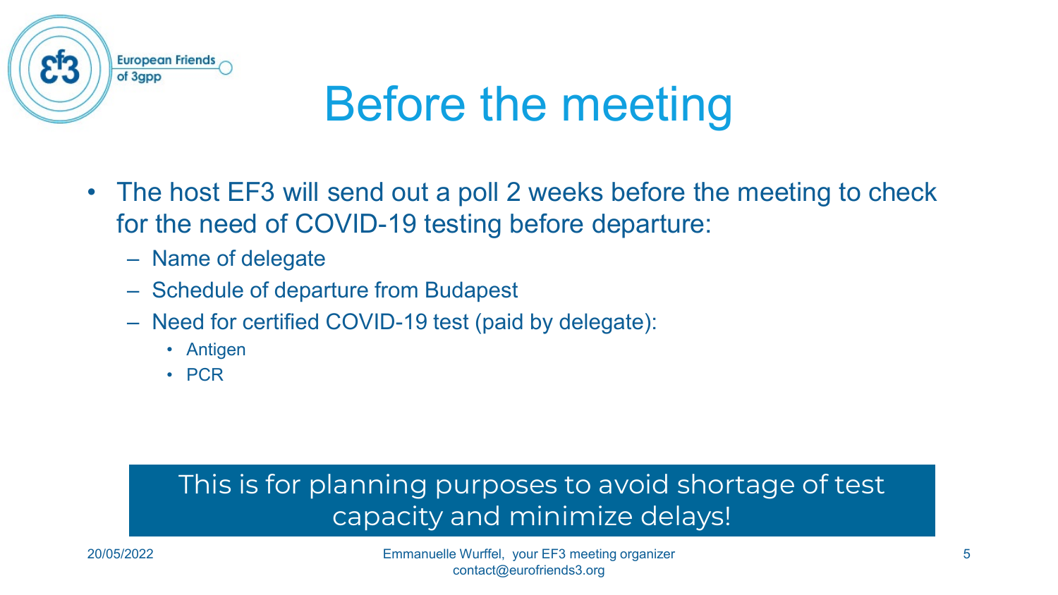# Before the meeting

- The host EF3 will send out a poll 2 weeks before the meeting to check for the need of COVID-19 testing before departure:
  - Name of delegate
  - Schedule of departure from Budapest
  - Need for certified COVID-19 test (paid by delegate):
    - Antigen
    - PCR

This is for planning purposes to avoid shortage of test capacity and minimize delays!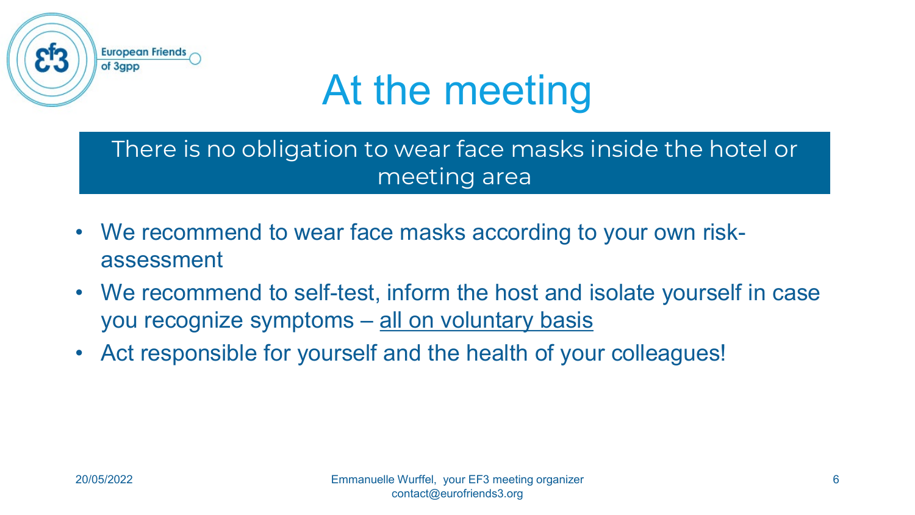# At the meeting

**There is no obligation to wear face masks inside the hotel or meeting area**

- We recommend to wear face masks according to your own risk-assessment
- We recommend to self-test, inform the host and isolate yourself in case you recognize symptoms – <u>all on voluntary basis</u>
- Act responsible for yourself and the health of your colleagues!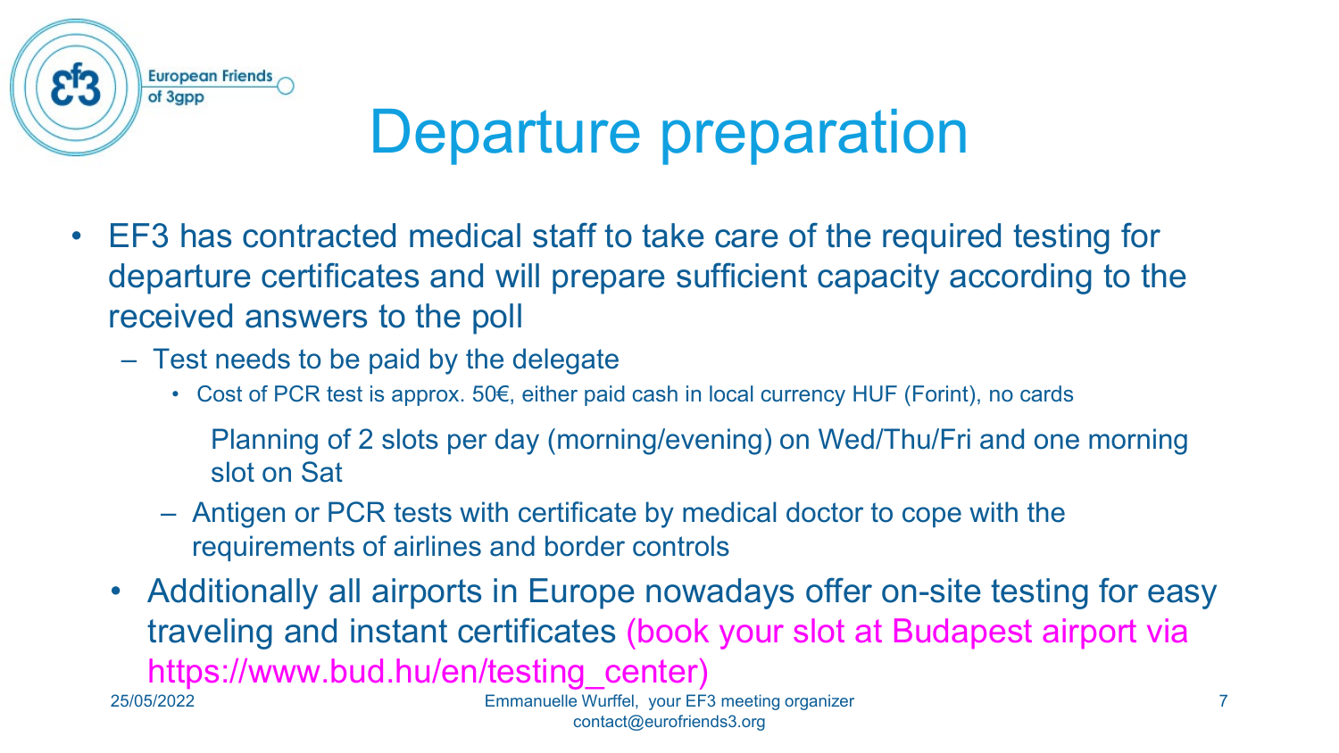# Departure preparation

- EF3 has contracted medical staff to take care of the required testing for departure certificates and will prepare sufficient capacity according to the received answers to the poll
  - Test needs to be paid by the delegate
    - Cost of PCR test is approx. 50€, either paid cash in local currency HUF (Forint), no cards

      Planning of 2 slots per day (morning/evening) on Wed/Thu/Fri and one morning slot on Sat
  - Antigen or PCR tests with certificate by medical doctor to cope with the requirements of airlines and border controls
- Additionally all airports in Europe nowadays offer on-site testing for easy traveling and instant certificates (book your slot at Budapest airport via https://www.bud.hu/en/testing_center)

25/05/2022

Emmanuelle Wurffel, your EF3 meeting organizer
contact@eurofriends3.org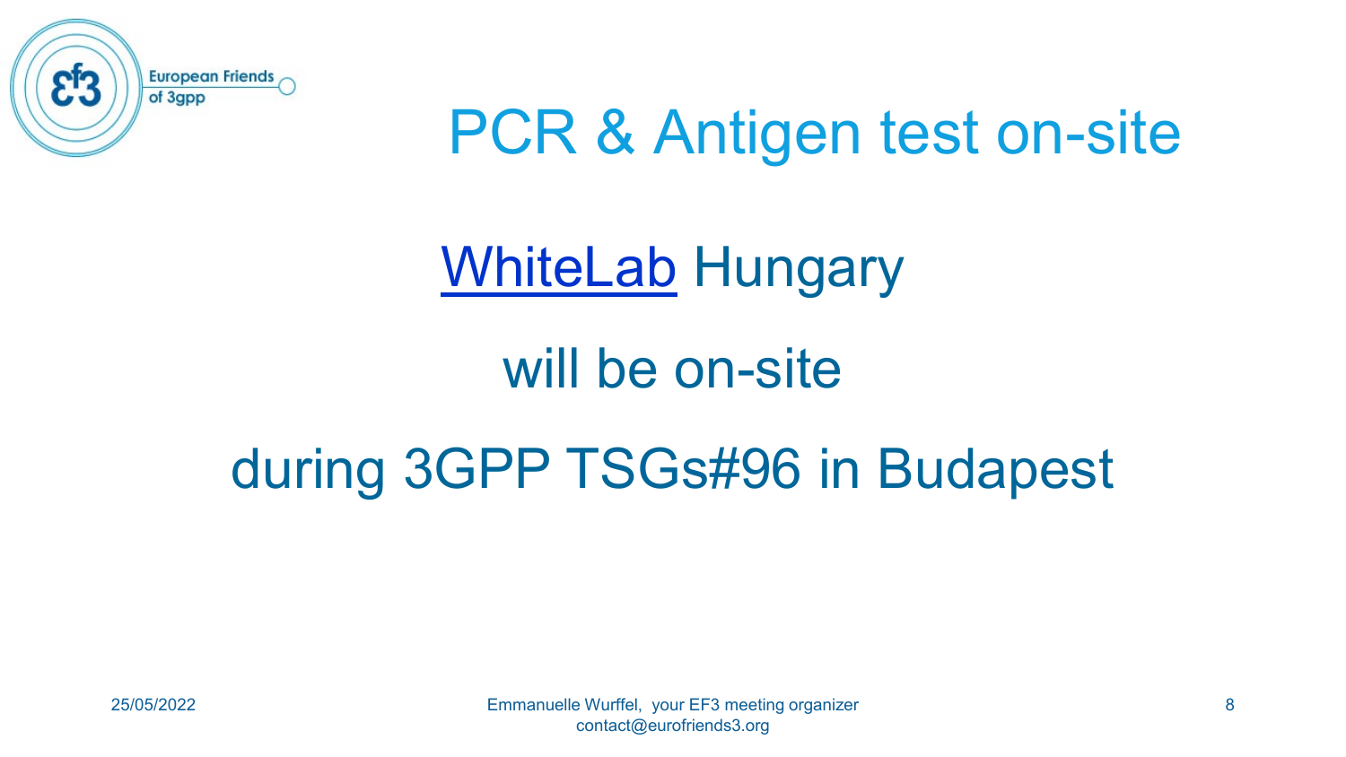# PCR & Antigen test on-site

WhiteLab Hungary

will be on-site

during 3GPP TSGs#96 in Budapest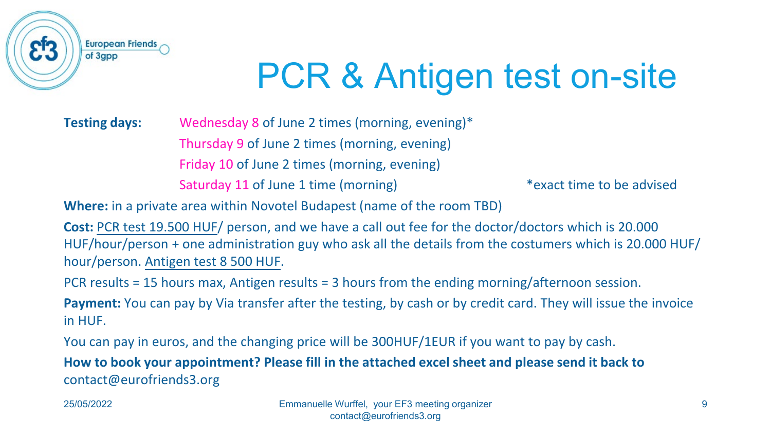# PCR & Antigen test on-site

**Testing days:** Wednesday 8 of June 2 times (morning, evening)*
Thursday 9 of June 2 times (morning, evening)
Friday 10 of June 2 times (morning, evening)
Saturday 11 of June 1 time (morning)

*exact time to be advised

**Where:** in a private area within Novotel Budapest (name of the room TBD)

**Cost:** PCR test 19.500 HUF/ person, and we have a call out fee for the doctor/doctors which is 20.000 HUF/hour/person + one administration guy who ask all the details from the costumers which is 20.000 HUF/ hour/person. Antigen test 8 500 HUF.

PCR results = 15 hours max, Antigen results = 3 hours from the ending morning/afternoon session.

**Payment:** You can pay by Via transfer after the testing, by cash or by credit card. They will issue the invoice in HUF.

You can pay in euros, and the changing price will be 300HUF/1EUR if you want to pay by cash.

**How to book your appointment? Please fill in the attached excel sheet and please send it back to** contact@eurofriends3.org

25/05/2022

Emmanuelle Wurffel, your EF3 meeting organizer
contact@eurofriends3.org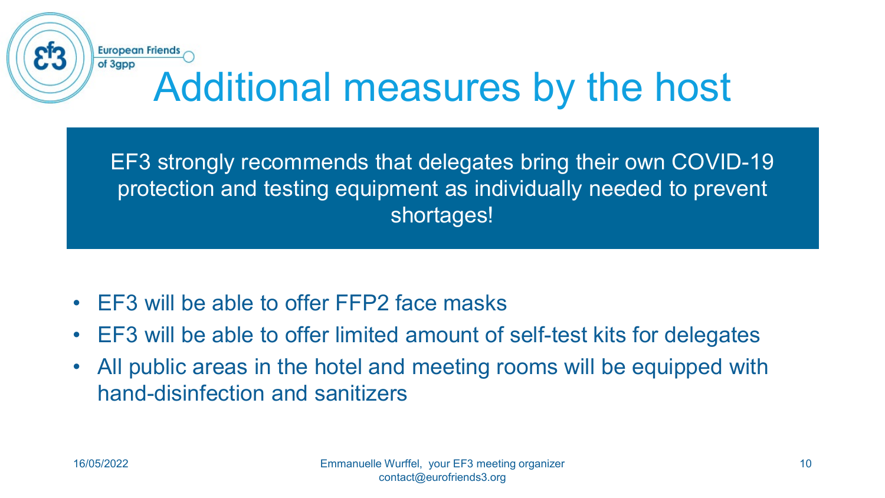# Additional measures by the host

EF3 strongly recommends that delegates bring their own COVID-19 protection and testing equipment as individually needed to prevent shortages!

- EF3 will be able to offer FFP2 face masks
- EF3 will be able to offer limited amount of self-test kits for delegates
- All public areas in the hotel and meeting rooms will be equipped with hand-disinfection and sanitizers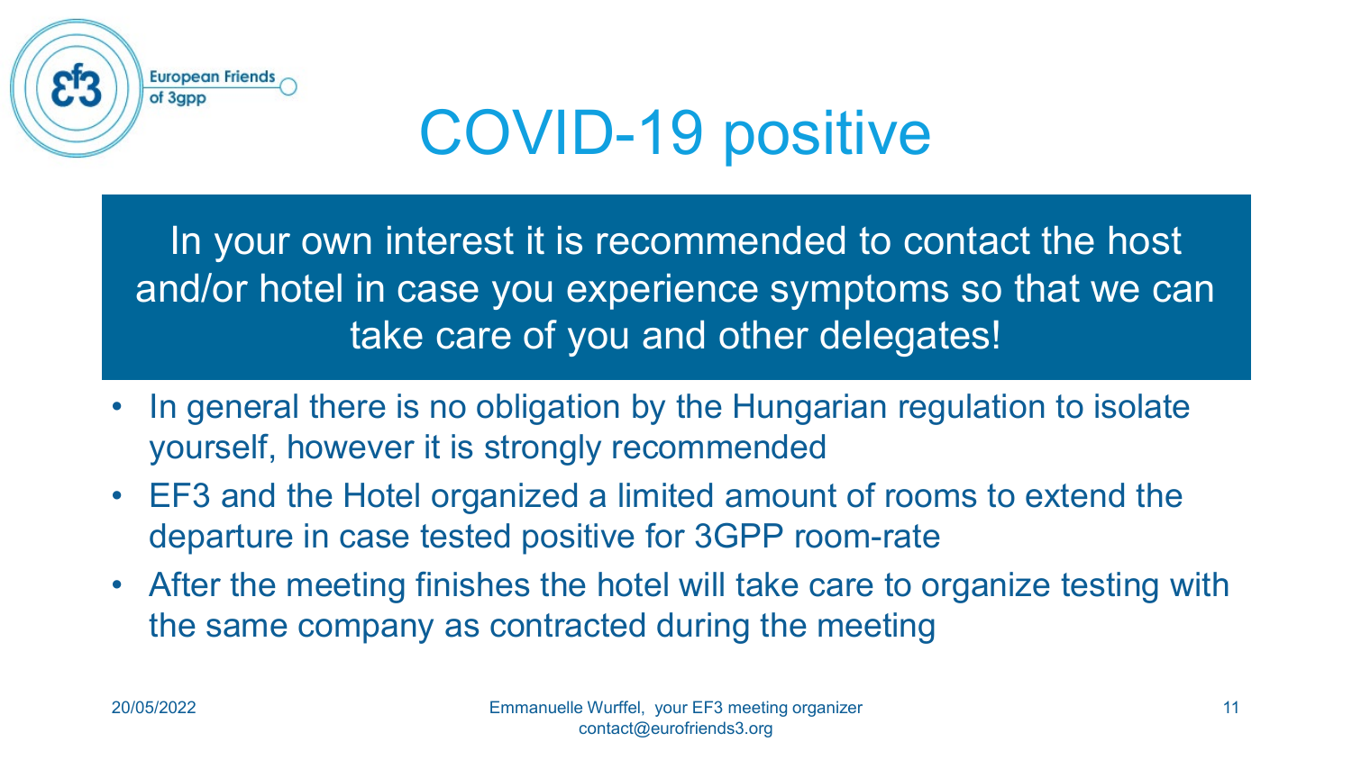# COVID-19 positive

In your own interest it is recommended to contact the host and/or hotel in case you experience symptoms so that we can take care of you and other delegates!

- In general there is no obligation by the Hungarian regulation to isolate yourself, however it is strongly recommended
- EF3 and the Hotel organized a limited amount of rooms to extend the departure in case tested positive for 3GPP room-rate
- After the meeting finishes the hotel will take care to organize testing with the same company as contracted during the meeting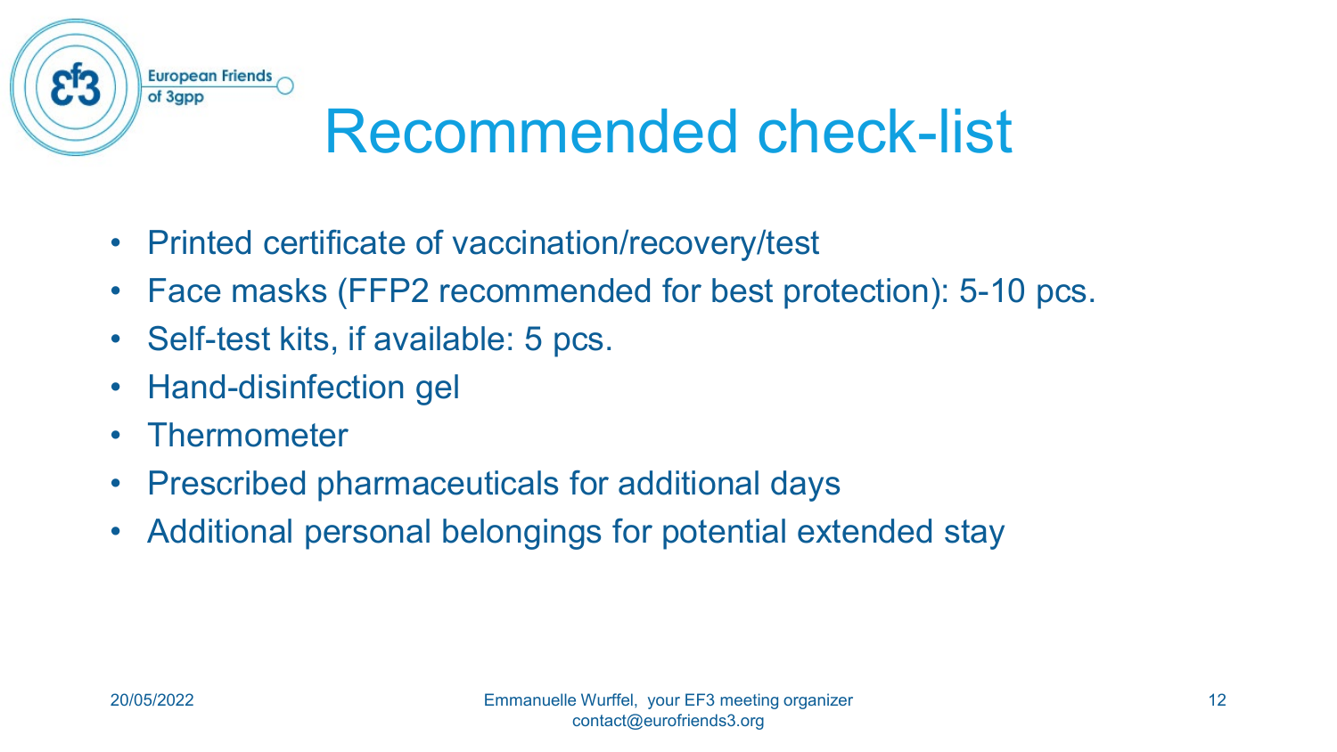# Recommended check-list

- Printed certificate of vaccination/recovery/test
- Face masks (FFP2 recommended for best protection): 5-10 pcs.
- Self-test kits, if available: 5 pcs.
- Hand-disinfection gel
- Thermometer
- Prescribed pharmaceuticals for additional days
- Additional personal belongings for potential extended stay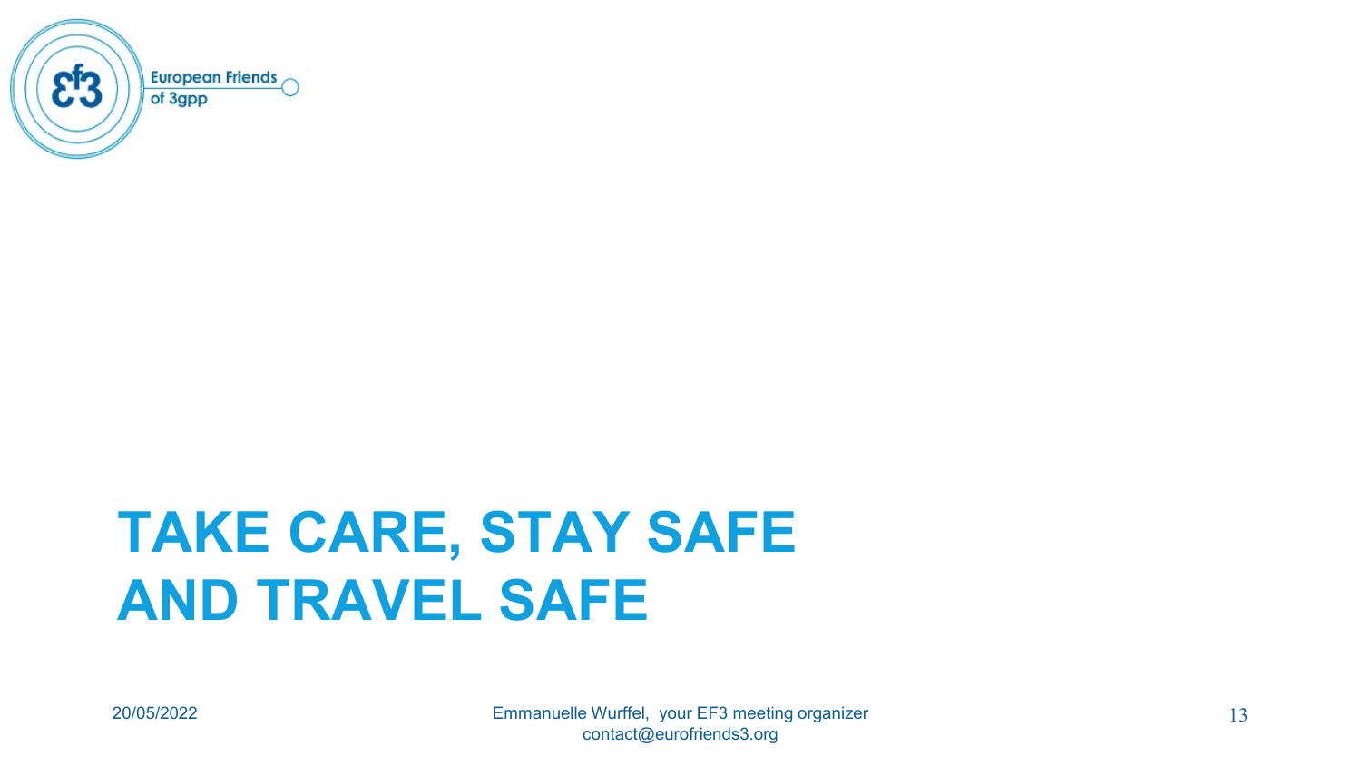# TAKE CARE, STAY SAFE AND TRAVEL SAFE

20/05/2022

Emmanuelle Wurffel, your EF3 meeting organizer
contact@eurofriends3.org